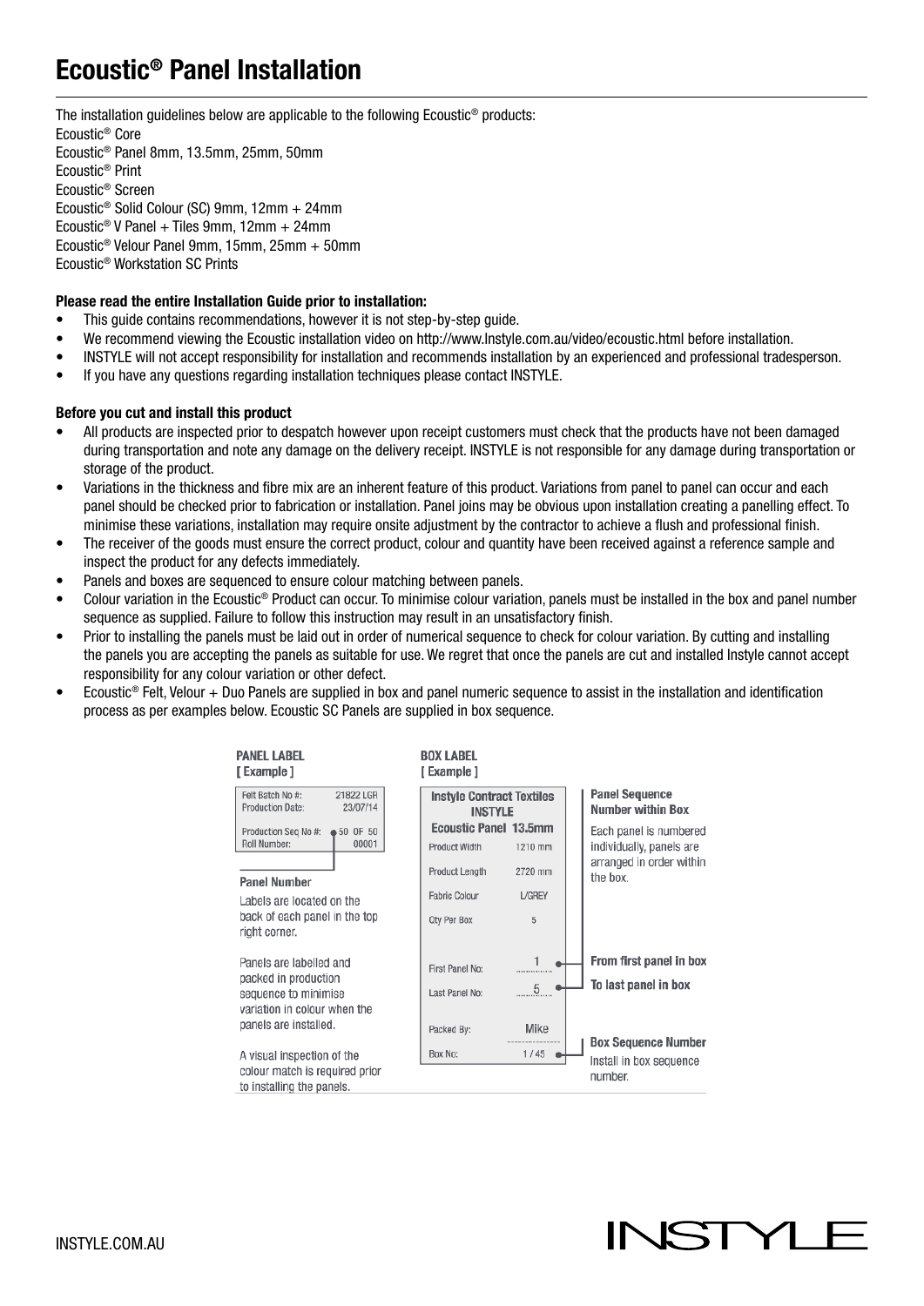# Ecoustic® Panel Installation

The installation guidelines below are applicable to the following Ecoustic® products:
Ecoustic® Core
Ecoustic® Panel 8mm, 13.5mm, 25mm, 50mm
Ecoustic® Print
Ecoustic® Screen
Ecoustic® Solid Colour (SC) 9mm, 12mm + 24mm
Ecoustic® V Panel + Tiles 9mm, 12mm + 24mm
Ecoustic® Velour Panel 9mm, 15mm, 25mm + 50mm
Ecoustic® Workstation SC Prints

**Please read the entire Installation Guide prior to installation:**

- This guide contains recommendations, however it is not step-by-step guide.
- We recommend viewing the Ecoustic installation video on http://www.Instyle.com.au/video/ecoustic.html before installation.
- INSTYLE will not accept responsibility for installation and recommends installation by an experienced and professional tradesperson.
- If you have any questions regarding installation techniques please contact INSTYLE.

**Before you cut and install this product**

- All products are inspected prior to despatch however upon receipt customers must check that the products have not been damaged during transportation and note any damage on the delivery receipt. INSTYLE is not responsible for any damage during transportation or storage of the product.
- Variations in the thickness and fibre mix are an inherent feature of this product. Variations from panel to panel can occur and each panel should be checked prior to fabrication or installation. Panel joins may be obvious upon installation creating a panelling effect. To minimise these variations, installation may require onsite adjustment by the contractor to achieve a flush and professional finish.
- The receiver of the goods must ensure the correct product, colour and quantity have been received against a reference sample and inspect the product for any defects immediately.
- Panels and boxes are sequenced to ensure colour matching between panels.
- Colour variation in the Ecoustic® Product can occur. To minimise colour variation, panels must be installed in the box and panel number sequence as supplied. Failure to follow this instruction may result in an unsatisfactory finish.
- Prior to installing the panels must be laid out in order of numerical sequence to check for colour variation. By cutting and installing the panels you are accepting the panels as suitable for use. We regret that once the panels are cut and installed Instyle cannot accept responsibility for any colour variation or other defect.
- Ecoustic® Felt, Velour + Duo Panels are supplied in box and panel numeric sequence to assist in the installation and identification process as per examples below. Ecoustic SC Panels are supplied in box sequence.

**PANEL LABEL**
**[ Example ]**

| | |
|---|---|
| Felt Batch No #: | 21822 LGR |
| Production Date: | 23/07/14 |
| Production Seq No #: | 50 OF 50 |
| Roll Number: | 00001 |

**Panel Number**
Labels are located on the back of each panel in the top right corner.

Panels are labelled and packed in production sequence to minimise variation in colour when the panels are installed.

A visual inspection of the colour match is required prior to installing the panels.

**BOX LABEL**
**[ Example ]**

| Instyle Contract Textiles INSTYLE | |
|---|---|
| **Ecoustic Panel 13.5mm** | |
| Product Width | 1210 mm |
| Product Length | 2720 mm |
| Fabric Colour | L/GREY |
| Qty Per Box | 5 |
| First Panel No: | 1 |
| Last Panel No: | 5 |
| Packed By: | Mike |
| Box No: | 1 / 45 |

**Panel Sequence Number within Box**
Each panel is numbered individually, panels are arranged in order within the box.

**From first panel in box**

**To last panel in box**

**Box Sequence Number**
Install in box sequence number.

INSTYLE.COM.AU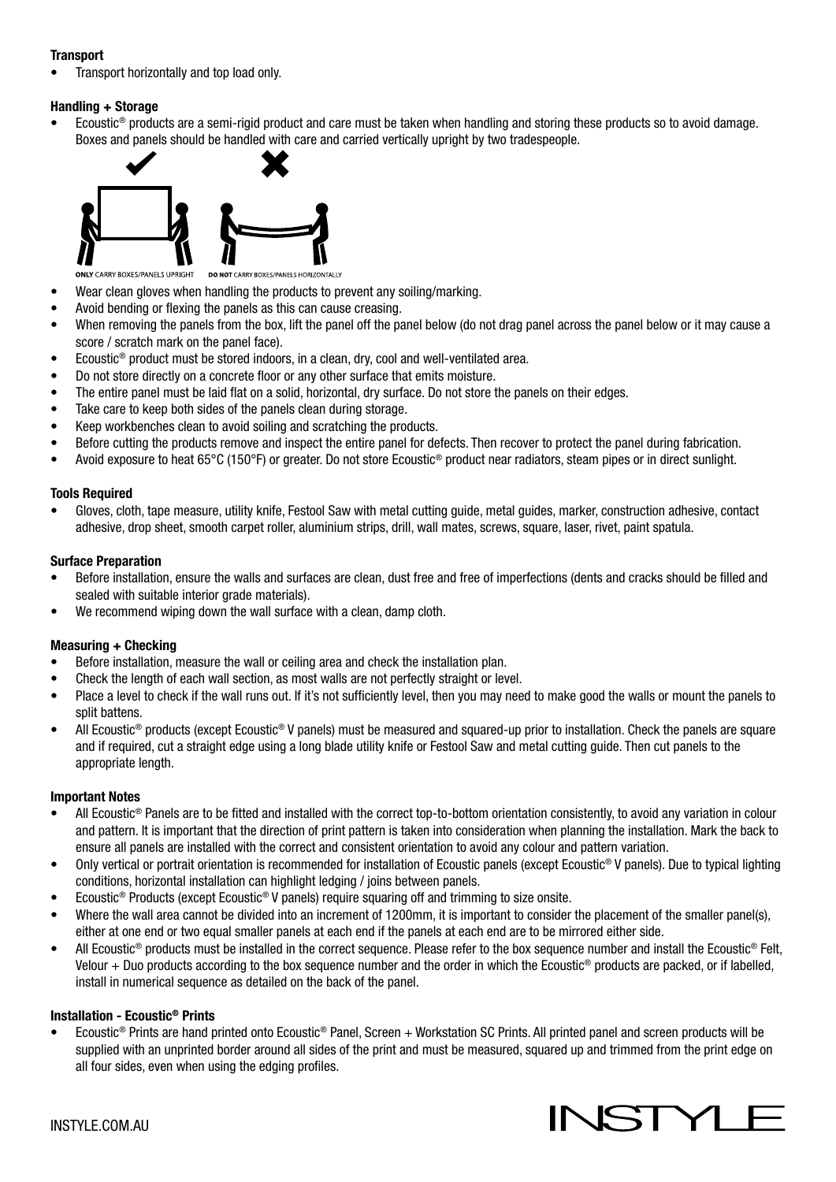**Transport**

- Transport horizontally and top load only.

**Handling + Storage**

- Ecoustic® products are a semi-rigid product and care must be taken when handling and storing these products so to avoid damage. Boxes and panels should be handled with care and carried vertically upright by two tradespeople.

ONLY CARRY BOXES/PANELS UPRIGHT DO NOT CARRY BOXES/PANELS HORIZONTALLY

- Wear clean gloves when handling the products to prevent any soiling/marking.
- Avoid bending or flexing the panels as this can cause creasing.
- When removing the panels from the box, lift the panel off the panel below (do not drag panel across the panel below or it may cause a score / scratch mark on the panel face).
- Ecoustic® product must be stored indoors, in a clean, dry, cool and well-ventilated area.
- Do not store directly on a concrete floor or any other surface that emits moisture.
- The entire panel must be laid flat on a solid, horizontal, dry surface. Do not store the panels on their edges.
- Take care to keep both sides of the panels clean during storage.
- Keep workbenches clean to avoid soiling and scratching the products.
- Before cutting the products remove and inspect the entire panel for defects. Then recover to protect the panel during fabrication.
- Avoid exposure to heat 65°C (150°F) or greater. Do not store Ecoustic® product near radiators, steam pipes or in direct sunlight.

**Tools Required**

- Gloves, cloth, tape measure, utility knife, Festool Saw with metal cutting guide, metal guides, marker, construction adhesive, contact adhesive, drop sheet, smooth carpet roller, aluminium strips, drill, wall mates, screws, square, laser, rivet, paint spatula.

**Surface Preparation**

- Before installation, ensure the walls and surfaces are clean, dust free and free of imperfections (dents and cracks should be filled and sealed with suitable interior grade materials).
- We recommend wiping down the wall surface with a clean, damp cloth.

**Measuring + Checking**

- Before installation, measure the wall or ceiling area and check the installation plan.
- Check the length of each wall section, as most walls are not perfectly straight or level.
- Place a level to check if the wall runs out. If it's not sufficiently level, then you may need to make good the walls or mount the panels to split battens.
- All Ecoustic® products (except Ecoustic® V panels) must be measured and squared-up prior to installation. Check the panels are square and if required, cut a straight edge using a long blade utility knife or Festool Saw and metal cutting guide. Then cut panels to the appropriate length.

**Important Notes**

- All Ecoustic® Panels are to be fitted and installed with the correct top-to-bottom orientation consistently, to avoid any variation in colour and pattern. It is important that the direction of print pattern is taken into consideration when planning the installation. Mark the back to ensure all panels are installed with the correct and consistent orientation to avoid any colour and pattern variation.
- Only vertical or portrait orientation is recommended for installation of Ecoustic panels (except Ecoustic® V panels). Due to typical lighting conditions, horizontal installation can highlight ledging / joins between panels.
- Ecoustic® Products (except Ecoustic® V panels) require squaring off and trimming to size onsite.
- Where the wall area cannot be divided into an increment of 1200mm, it is important to consider the placement of the smaller panel(s), either at one end or two equal smaller panels at each end if the panels at each end are to be mirrored either side.
- All Ecoustic® products must be installed in the correct sequence. Please refer to the box sequence number and install the Ecoustic® Felt, Velour + Duo products according to the box sequence number and the order in which the Ecoustic® products are packed, or if labelled, install in numerical sequence as detailed on the back of the panel.

**Installation - Ecoustic® Prints**

- Ecoustic® Prints are hand printed onto Ecoustic® Panel, Screen + Workstation SC Prints. All printed panel and screen products will be supplied with an unprinted border around all sides of the print and must be measured, squared up and trimmed from the print edge on all four sides, even when using the edging profiles.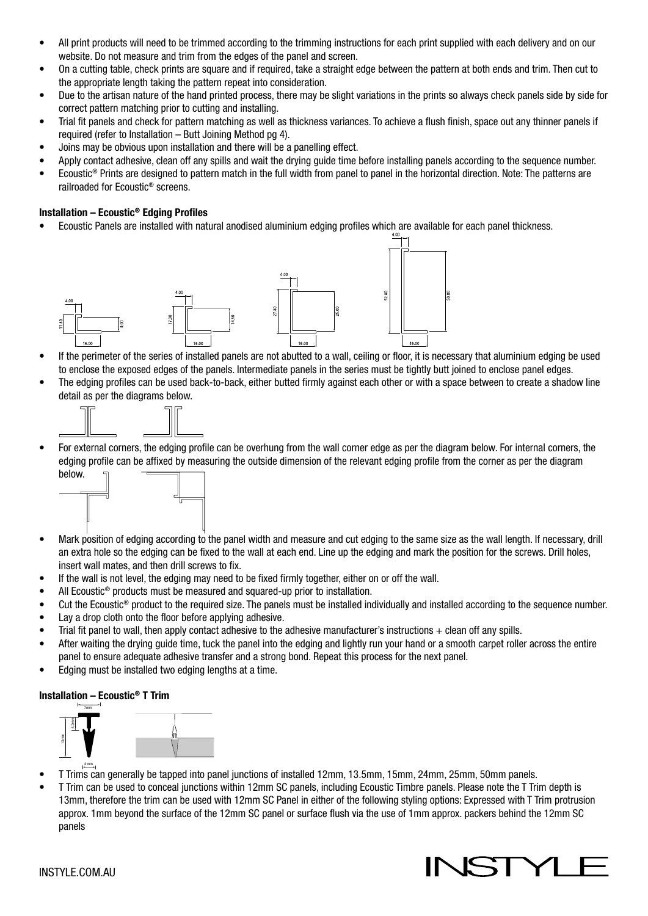- All print products will need to be trimmed according to the trimming instructions for each print supplied with each delivery and on our website. Do not measure and trim from the edges of the panel and screen.
- On a cutting table, check prints are square and if required, take a straight edge between the pattern at both ends and trim. Then cut to the appropriate length taking the pattern repeat into consideration.
- Due to the artisan nature of the hand printed process, there may be slight variations in the prints so always check panels side by side for correct pattern matching prior to cutting and installing.
- Trial fit panels and check for pattern matching as well as thickness variances. To achieve a flush finish, space out any thinner panels if required (refer to Installation – Butt Joining Method pg 4).
- Joins may be obvious upon installation and there will be a panelling effect.
- Apply contact adhesive, clean off any spills and wait the drying guide time before installing panels according to the sequence number.
- Ecoustic® Prints are designed to pattern match in the full width from panel to panel in the horizontal direction. Note: The patterns are railroaded for Ecoustic® screens.

**Installation – Ecoustic® Edging Profiles**

- Ecoustic Panels are installed with natural anodised aluminium edging profiles which are available for each panel thickness.
- If the perimeter of the series of installed panels are not abutted to a wall, ceiling or floor, it is necessary that aluminium edging be used to enclose the exposed edges of the panels. Intermediate panels in the series must be tightly butt joined to enclose panel edges.
- The edging profiles can be used back-to-back, either butted firmly against each other or with a space between to create a shadow line detail as per the diagrams below.
- For external corners, the edging profile can be overhung from the wall corner edge as per the diagram below. For internal corners, the edging profile can be affixed by measuring the outside dimension of the relevant edging profile from the corner as per the diagram below.
- Mark position of edging according to the panel width and measure and cut edging to the same size as the wall length. If necessary, drill an extra hole so the edging can be fixed to the wall at each end. Line up the edging and mark the position for the screws. Drill holes, insert wall mates, and then drill screws to fix.
- If the wall is not level, the edging may need to be fixed firmly together, either on or off the wall.
- All Ecoustic® products must be measured and squared-up prior to installation.
- Cut the Ecoustic® product to the required size. The panels must be installed individually and installed according to the sequence number.
- Lay a drop cloth onto the floor before applying adhesive.
- Trial fit panel to wall, then apply contact adhesive to the adhesive manufacturer's instructions + clean off any spills.
- After waiting the drying guide time, tuck the panel into the edging and lightly run your hand or a smooth carpet roller across the entire panel to ensure adequate adhesive transfer and a strong bond. Repeat this process for the next panel.
- Edging must be installed two edging lengths at a time.

**Installation – Ecoustic® T Trim**

- T Trims can generally be tapped into panel junctions of installed 12mm, 13.5mm, 15mm, 24mm, 25mm, 50mm panels.
- T Trim can be used to conceal junctions within 12mm SC panels, including Ecoustic Timbre panels. Please note the T Trim depth is 13mm, therefore the trim can be used with 12mm SC Panel in either of the following styling options: Expressed with T Trim protrusion approx. 1mm beyond the surface of the 12mm SC panel or surface flush via the use of 1mm approx. packers behind the 12mm SC panels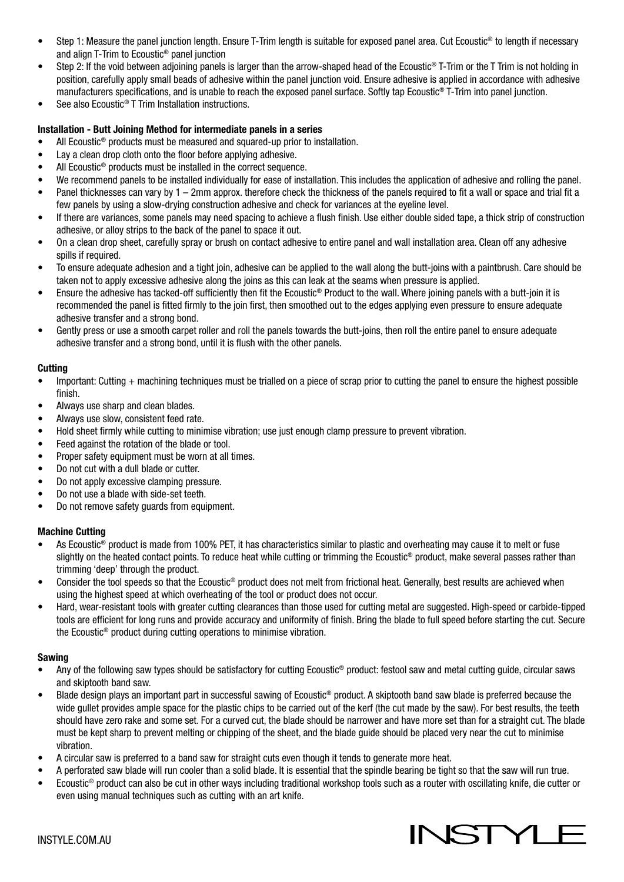- Step 1: Measure the panel junction length. Ensure T-Trim length is suitable for exposed panel area. Cut Ecoustic® to length if necessary and align T-Trim to Ecoustic® panel junction
- Step 2: If the void between adjoining panels is larger than the arrow-shaped head of the Ecoustic® T-Trim or the T Trim is not holding in position, carefully apply small beads of adhesive within the panel junction void. Ensure adhesive is applied in accordance with adhesive manufacturers specifications, and is unable to reach the exposed panel surface. Softly tap Ecoustic® T-Trim into panel junction.
- See also Ecoustic® T Trim Installation instructions.

**Installation - Butt Joining Method for intermediate panels in a series**

- All Ecoustic® products must be measured and squared-up prior to installation.
- Lay a clean drop cloth onto the floor before applying adhesive.
- All Ecoustic® products must be installed in the correct sequence.
- We recommend panels to be installed individually for ease of installation. This includes the application of adhesive and rolling the panel.
- Panel thicknesses can vary by 1 – 2mm approx. therefore check the thickness of the panels required to fit a wall or space and trial fit a few panels by using a slow-drying construction adhesive and check for variances at the eyeline level.
- If there are variances, some panels may need spacing to achieve a flush finish. Use either double sided tape, a thick strip of construction adhesive, or alloy strips to the back of the panel to space it out.
- On a clean drop sheet, carefully spray or brush on contact adhesive to entire panel and wall installation area. Clean off any adhesive spills if required.
- To ensure adequate adhesion and a tight join, adhesive can be applied to the wall along the butt-joins with a paintbrush. Care should be taken not to apply excessive adhesive along the joins as this can leak at the seams when pressure is applied.
- Ensure the adhesive has tacked-off sufficiently then fit the Ecoustic® Product to the wall. Where joining panels with a butt-join it is recommended the panel is fitted firmly to the join first, then smoothed out to the edges applying even pressure to ensure adequate adhesive transfer and a strong bond.
- Gently press or use a smooth carpet roller and roll the panels towards the butt-joins, then roll the entire panel to ensure adequate adhesive transfer and a strong bond, until it is flush with the other panels.

**Cutting**

- Important: Cutting + machining techniques must be trialled on a piece of scrap prior to cutting the panel to ensure the highest possible finish.
- Always use sharp and clean blades.
- Always use slow, consistent feed rate.
- Hold sheet firmly while cutting to minimise vibration; use just enough clamp pressure to prevent vibration.
- Feed against the rotation of the blade or tool.
- Proper safety equipment must be worn at all times.
- Do not cut with a dull blade or cutter.
- Do not apply excessive clamping pressure.
- Do not use a blade with side-set teeth.
- Do not remove safety guards from equipment.

**Machine Cutting**

- As Ecoustic® product is made from 100% PET, it has characteristics similar to plastic and overheating may cause it to melt or fuse slightly on the heated contact points. To reduce heat while cutting or trimming the Ecoustic® product, make several passes rather than trimming 'deep' through the product.
- Consider the tool speeds so that the Ecoustic® product does not melt from frictional heat. Generally, best results are achieved when using the highest speed at which overheating of the tool or product does not occur.
- Hard, wear-resistant tools with greater cutting clearances than those used for cutting metal are suggested. High-speed or carbide-tipped tools are efficient for long runs and provide accuracy and uniformity of finish. Bring the blade to full speed before starting the cut. Secure the Ecoustic® product during cutting operations to minimise vibration.

**Sawing**

- Any of the following saw types should be satisfactory for cutting Ecoustic® product: festool saw and metal cutting guide, circular saws and skiptooth band saw.
- Blade design plays an important part in successful sawing of Ecoustic® product. A skiptooth band saw blade is preferred because the wide gullet provides ample space for the plastic chips to be carried out of the kerf (the cut made by the saw). For best results, the teeth should have zero rake and some set. For a curved cut, the blade should be narrower and have more set than for a straight cut. The blade must be kept sharp to prevent melting or chipping of the sheet, and the blade guide should be placed very near the cut to minimise vibration.
- A circular saw is preferred to a band saw for straight cuts even though it tends to generate more heat.
- A perforated saw blade will run cooler than a solid blade. It is essential that the spindle bearing be tight so that the saw will run true.
- Ecoustic® product can also be cut in other ways including traditional workshop tools such as a router with oscillating knife, die cutter or even using manual techniques such as cutting with an art knife.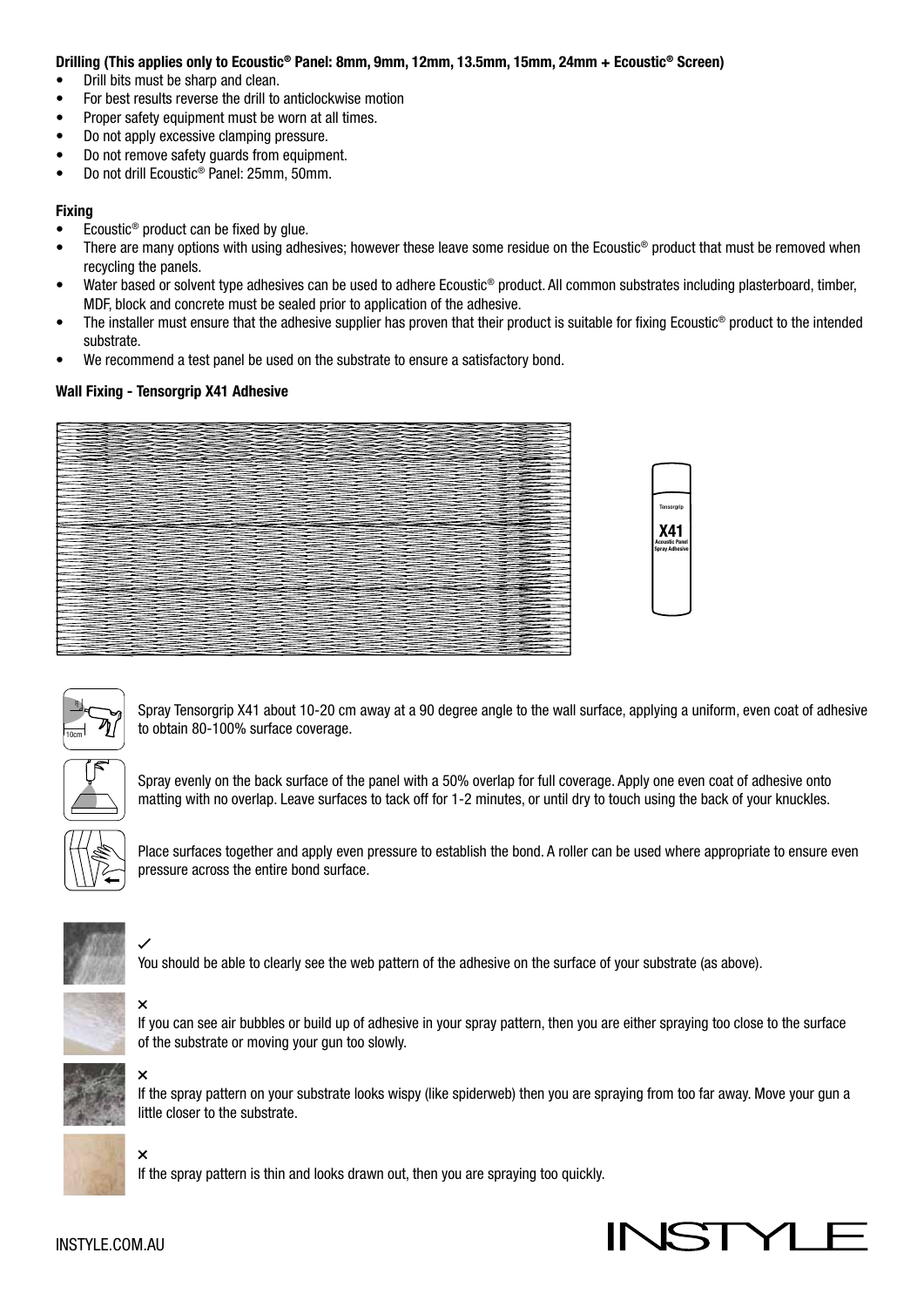**Drilling (This applies only to Ecoustic® Panel: 8mm, 9mm, 12mm, 13.5mm, 15mm, 24mm + Ecoustic® Screen)**

- Drill bits must be sharp and clean.
- For best results reverse the drill to anticlockwise motion
- Proper safety equipment must be worn at all times.
- Do not apply excessive clamping pressure.
- Do not remove safety guards from equipment.
- Do not drill Ecoustic® Panel: 25mm, 50mm.

**Fixing**

- Ecoustic® product can be fixed by glue.
- There are many options with using adhesives; however these leave some residue on the Ecoustic® product that must be removed when recycling the panels.
- Water based or solvent type adhesives can be used to adhere Ecoustic® product. All common substrates including plasterboard, timber, MDF, block and concrete must be sealed prior to application of the adhesive.
- The installer must ensure that the adhesive supplier has proven that their product is suitable for fixing Ecoustic® product to the intended substrate.
- We recommend a test panel be used on the substrate to ensure a satisfactory bond.

**Wall Fixing - Tensorgrip X41 Adhesive**

Spray Tensorgrip X41 about 10-20 cm away at a 90 degree angle to the wall surface, applying a uniform, even coat of adhesive to obtain 80-100% surface coverage.

Spray evenly on the back surface of the panel with a 50% overlap for full coverage. Apply one even coat of adhesive onto matting with no overlap. Leave surfaces to tack off for 1-2 minutes, or until dry to touch using the back of your knuckles.

Place surfaces together and apply even pressure to establish the bond. A roller can be used where appropriate to ensure even pressure across the entire bond surface.

✓
You should be able to clearly see the web pattern of the adhesive on the surface of your substrate (as above).

×
If you can see air bubbles or build up of adhesive in your spray pattern, then you are either spraying too close to the surface of the substrate or moving your gun too slowly.

×
If the spray pattern on your substrate looks wispy (like spiderweb) then you are spraying from too far away. Move your gun a little closer to the substrate.

×
If the spray pattern is thin and looks drawn out, then you are spraying too quickly.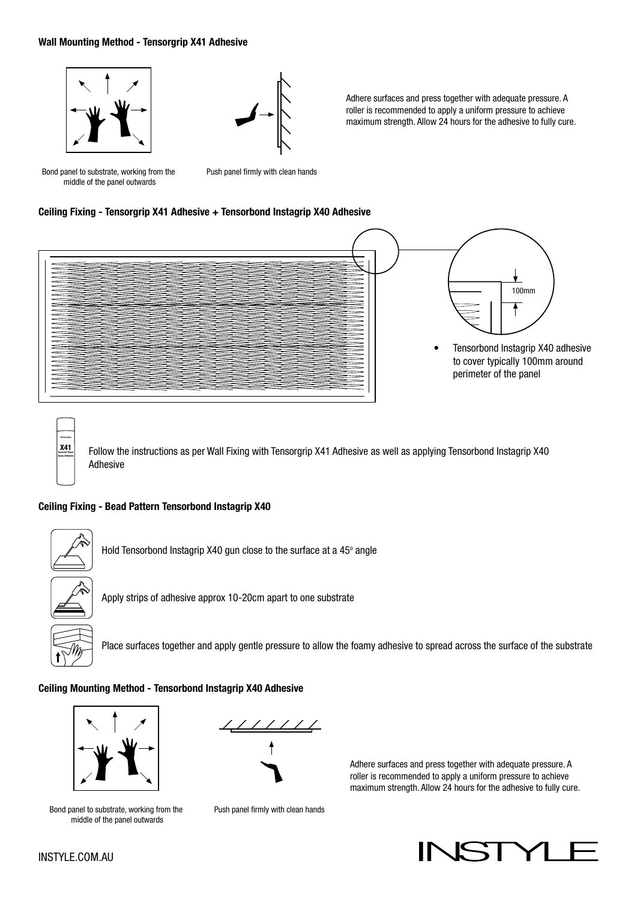### Wall Mounting Method - Tensorgrip X41 Adhesive

Adhere surfaces and press together with adequate pressure. A roller is recommended to apply a uniform pressure to achieve maximum strength. Allow 24 hours for the adhesive to fully cure.

Bond panel to substrate, working from the middle of the panel outwards

Push panel firmly with clean hands

### Ceiling Fixing - Tensorgrip X41 Adhesive + Tensorbond Instagrip X40 Adhesive

100mm

- Tensorbond Instagrip X40 adhesive to cover typically 100mm around perimeter of the panel

Tensorgrip X41 Acoustic Panel Spray Adhesive

Follow the instructions as per Wall Fixing with Tensorgrip X41 Adhesive as well as applying Tensorbond Instagrip X40 Adhesive

### Ceiling Fixing - Bead Pattern Tensorbond Instagrip X40

Hold Tensorbond Instagrip X40 gun close to the surface at a 45° angle

Apply strips of adhesive approx 10-20cm apart to one substrate

Place surfaces together and apply gentle pressure to allow the foamy adhesive to spread across the surface of the substrate

### Ceiling Mounting Method - Tensorbond Instagrip X40 Adhesive

Adhere surfaces and press together with adequate pressure. A roller is recommended to apply a uniform pressure to achieve maximum strength. Allow 24 hours for the adhesive to fully cure.

Bond panel to substrate, working from the middle of the panel outwards

Push panel firmly with clean hands

INSTYLE.COM.AU

INSTYLE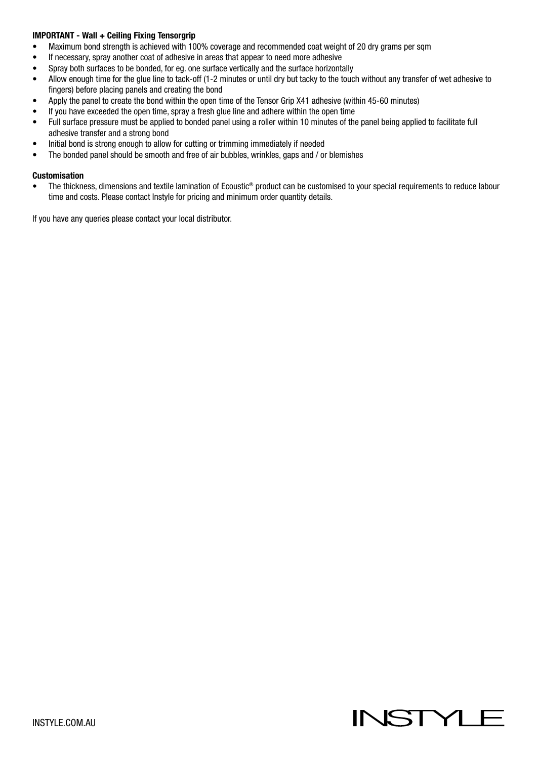**IMPORTANT - Wall + Ceiling Fixing Tensorgrip**

- Maximum bond strength is achieved with 100% coverage and recommended coat weight of 20 dry grams per sqm
- If necessary, spray another coat of adhesive in areas that appear to need more adhesive
- Spray both surfaces to be bonded, for eg. one surface vertically and the surface horizontally
- Allow enough time for the glue line to tack-off (1-2 minutes or until dry but tacky to the touch without any transfer of wet adhesive to fingers) before placing panels and creating the bond
- Apply the panel to create the bond within the open time of the Tensor Grip X41 adhesive (within 45-60 minutes)
- If you have exceeded the open time, spray a fresh glue line and adhere within the open time
- Full surface pressure must be applied to bonded panel using a roller within 10 minutes of the panel being applied to facilitate full adhesive transfer and a strong bond
- Initial bond is strong enough to allow for cutting or trimming immediately if needed
- The bonded panel should be smooth and free of air bubbles, wrinkles, gaps and / or blemishes

**Customisation**

- The thickness, dimensions and textile lamination of Ecoustic® product can be customised to your special requirements to reduce labour time and costs. Please contact Instyle for pricing and minimum order quantity details.

If you have any queries please contact your local distributor.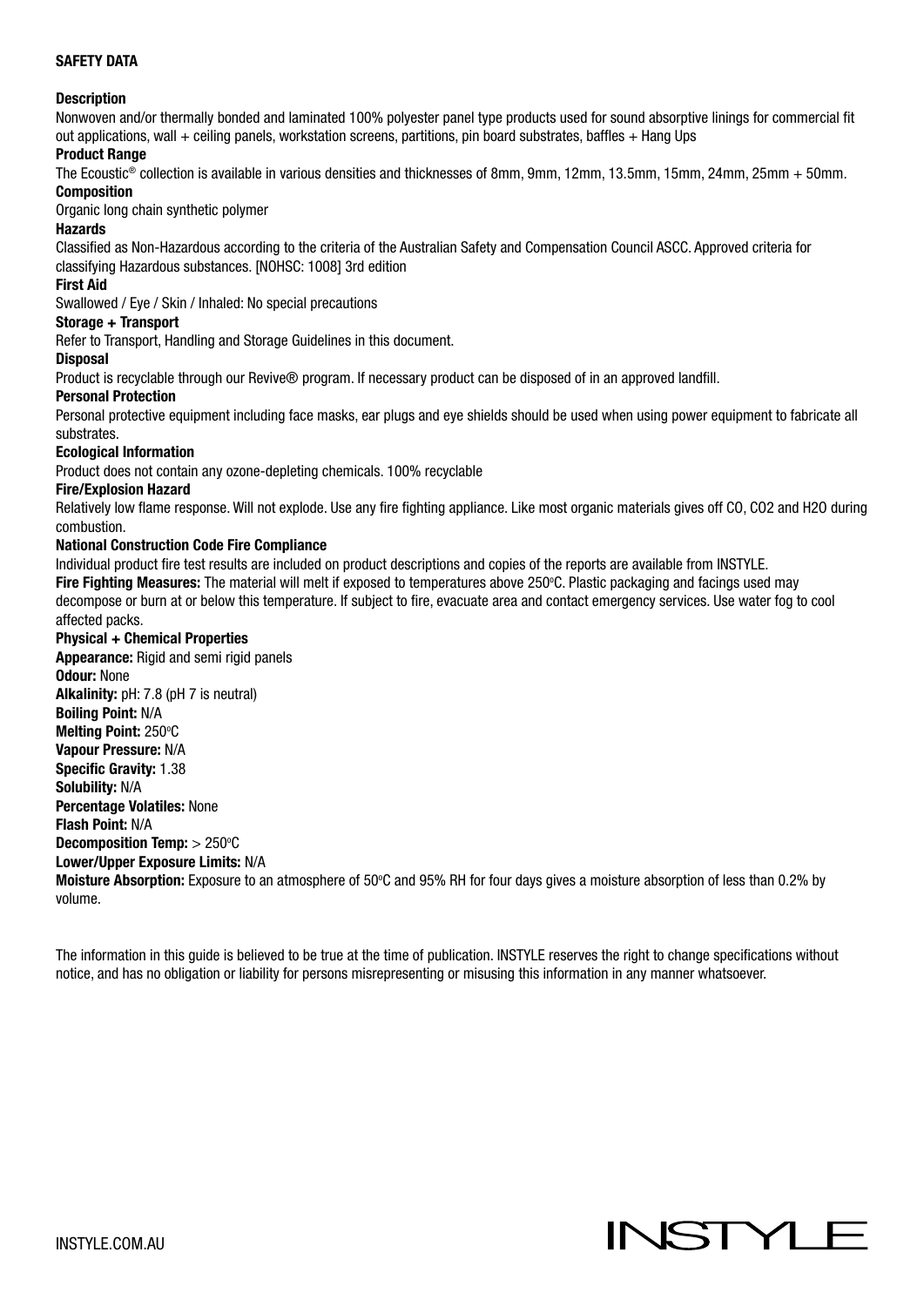## SAFETY DATA

**Description**

Nonwoven and/or thermally bonded and laminated 100% polyester panel type products used for sound absorptive linings for commercial fit out applications, wall + ceiling panels, workstation screens, partitions, pin board substrates, baffles + Hang Ups

**Product Range**

The Ecoustic® collection is available in various densities and thicknesses of 8mm, 9mm, 12mm, 13.5mm, 15mm, 24mm, 25mm + 50mm.

**Composition**

Organic long chain synthetic polymer

**Hazards**

Classified as Non-Hazardous according to the criteria of the Australian Safety and Compensation Council ASCC. Approved criteria for classifying Hazardous substances. [NOHSC: 1008] 3rd edition

**First Aid**

Swallowed / Eye / Skin / Inhaled: No special precautions

**Storage + Transport**

Refer to Transport, Handling and Storage Guidelines in this document.

**Disposal**

Product is recyclable through our Revive® program. If necessary product can be disposed of in an approved landfill.

**Personal Protection**

Personal protective equipment including face masks, ear plugs and eye shields should be used when using power equipment to fabricate all substrates.

**Ecological Information**

Product does not contain any ozone-depleting chemicals. 100% recyclable

**Fire/Explosion Hazard**

Relatively low flame response. Will not explode. Use any fire fighting appliance. Like most organic materials gives off $CO$, $CO_2$ and $H_2O$ during combustion.

**National Construction Code Fire Compliance**

Individual product fire test results are included on product descriptions and copies of the reports are available from INSTYLE.

**Fire Fighting Measures:** The material will melt if exposed to temperatures above 250°C. Plastic packaging and facings used may decompose or burn at or below this temperature. If subject to fire, evacuate area and contact emergency services. Use water fog to cool affected packs.

**Physical + Chemical Properties**

**Appearance:** Rigid and semi rigid panels
**Odour:** None
**Alkalinity:** pH: 7.8 (pH 7 is neutral)
**Boiling Point:** N/A
**Melting Point:** 250°C
**Vapour Pressure:** N/A
**Specific Gravity:** 1.38
**Solubility:** N/A
**Percentage Volatiles:** None
**Flash Point:** N/A
**Decomposition Temp:** > 250°C
**Lower/Upper Exposure Limits:** N/A
**Moisture Absorption:** Exposure to an atmosphere of 50°C and 95% RH for four days gives a moisture absorption of less than 0.2% by volume.

The information in this guide is believed to be true at the time of publication. INSTYLE reserves the right to change specifications without notice, and has no obligation or liability for persons misrepresenting or misusing this information in any manner whatsoever.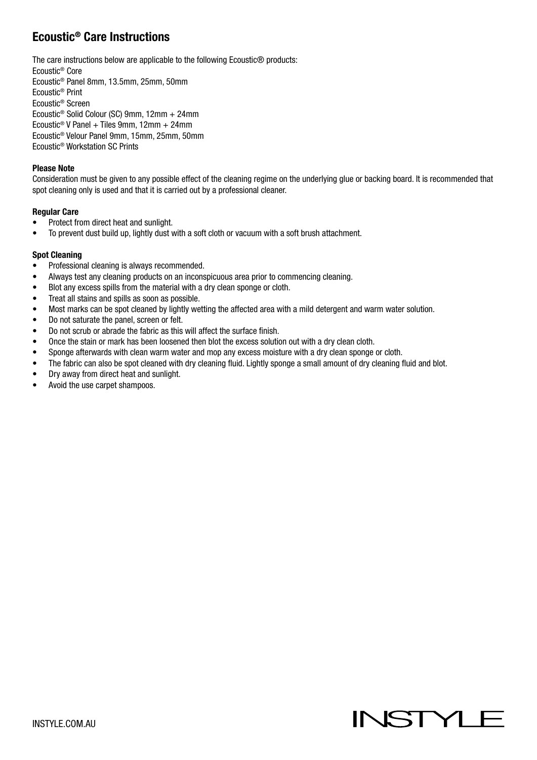# Ecoustic® Care Instructions

The care instructions below are applicable to the following Ecoustic® products:
Ecoustic® Core
Ecoustic® Panel 8mm, 13.5mm, 25mm, 50mm
Ecoustic® Print
Ecoustic® Screen
Ecoustic® Solid Colour (SC) 9mm, 12mm + 24mm
Ecoustic® V Panel + Tiles 9mm, 12mm + 24mm
Ecoustic® Velour Panel 9mm, 15mm, 25mm, 50mm
Ecoustic® Workstation SC Prints

**Please Note**

Consideration must be given to any possible effect of the cleaning regime on the underlying glue or backing board. It is recommended that spot cleaning only is used and that it is carried out by a professional cleaner.

**Regular Care**

- Protect from direct heat and sunlight.
- To prevent dust build up, lightly dust with a soft cloth or vacuum with a soft brush attachment.

**Spot Cleaning**

- Professional cleaning is always recommended.
- Always test any cleaning products on an inconspicuous area prior to commencing cleaning.
- Blot any excess spills from the material with a dry clean sponge or cloth.
- Treat all stains and spills as soon as possible.
- Most marks can be spot cleaned by lightly wetting the affected area with a mild detergent and warm water solution.
- Do not saturate the panel, screen or felt.
- Do not scrub or abrade the fabric as this will affect the surface finish.
- Once the stain or mark has been loosened then blot the excess solution out with a dry clean cloth.
- Sponge afterwards with clean warm water and mop any excess moisture with a dry clean sponge or cloth.
- The fabric can also be spot cleaned with dry cleaning fluid. Lightly sponge a small amount of dry cleaning fluid and blot.
- Dry away from direct heat and sunlight.
- Avoid the use carpet shampoos.

INSTYLE.COM.AU

INSTYLE